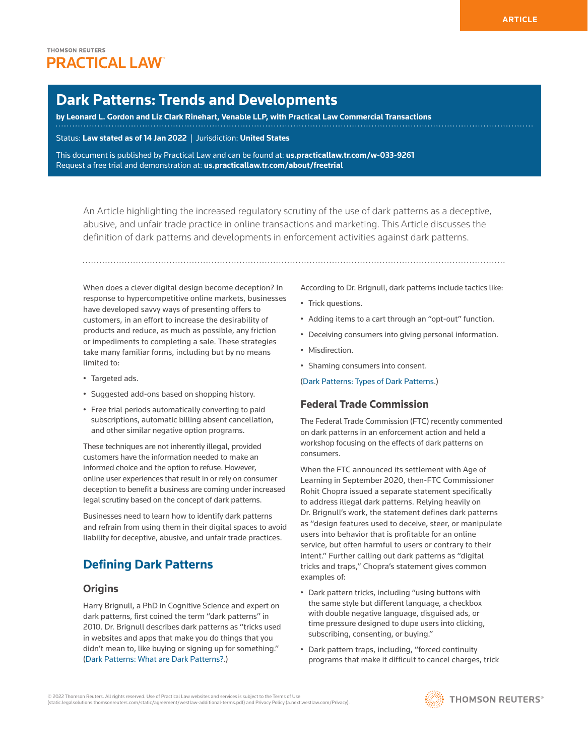ARTICLE

THOMSON REUTERS PRACTICAL LAW

# Dark Patterns: Trends and Developments

**by Leonard L. Gordon and Liz Clark Rinehart, Venable LLP, with Practical Law Commercial Transactions**

Status: **Law stated as of 14 Jan 2022** | Jurisdiction: **United States**

This document is published by Practical Law and can be found at: **us.practicallaw.tr.com/w-033-9261**
Request a free trial and demonstration at: **us.practicallaw.tr.com/about/freetrial**

An Article highlighting the increased regulatory scrutiny of the use of dark patterns as a deceptive, abusive, and unfair trade practice in online transactions and marketing. This Article discusses the definition of dark patterns and developments in enforcement activities against dark patterns.

When does a clever digital design become deception? In response to hypercompetitive online markets, businesses have developed savvy ways of presenting offers to customers, in an effort to increase the desirability of products and reduce, as much as possible, any friction or impediments to completing a sale. These strategies take many familiar forms, including but by no means limited to:

- Targeted ads.
- Suggested add-ons based on shopping history.
- Free trial periods automatically converting to paid subscriptions, automatic billing absent cancellation, and other similar negative option programs.

These techniques are not inherently illegal, provided customers have the information needed to make an informed choice and the option to refuse. However, online user experiences that result in or rely on consumer deception to benefit a business are coming under increased legal scrutiny based on the concept of dark patterns.

Businesses need to learn how to identify dark patterns and refrain from using them in their digital spaces to avoid liability for deceptive, abusive, and unfair trade practices.

## Defining Dark Patterns

### Origins

Harry Brignull, a PhD in Cognitive Science and expert on dark patterns, first coined the term "dark patterns" in 2010. Dr. Brignull describes dark patterns as "tricks used in websites and apps that make you do things that you didn't mean to, like buying or signing up for something." (Dark Patterns: What are Dark Patterns?.)

According to Dr. Brignull, dark patterns include tactics like:

- Trick questions.
- Adding items to a cart through an "opt-out" function.
- Deceiving consumers into giving personal information.
- Misdirection.
- Shaming consumers into consent.

(Dark Patterns: Types of Dark Patterns.)

### Federal Trade Commission

The Federal Trade Commission (FTC) recently commented on dark patterns in an enforcement action and held a workshop focusing on the effects of dark patterns on consumers.

When the FTC announced its settlement with Age of Learning in September 2020, then-FTC Commissioner Rohit Chopra issued a separate statement specifically to address illegal dark patterns. Relying heavily on Dr. Brignull's work, the statement defines dark patterns as "design features used to deceive, steer, or manipulate users into behavior that is profitable for an online service, but often harmful to users or contrary to their intent." Further calling out dark patterns as "digital tricks and traps," Chopra's statement gives common examples of:

- Dark pattern tricks, including "using buttons with the same style but different language, a checkbox with double negative language, disguised ads, or time pressure designed to dupe users into clicking, subscribing, consenting, or buying."
- Dark pattern traps, including, "forced continuity programs that make it difficult to cancel charges, trick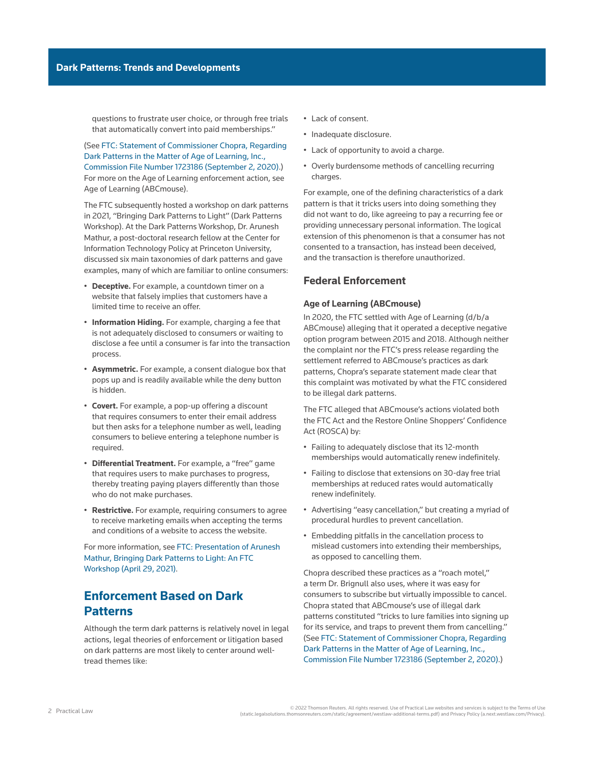questions to frustrate user choice, or through free trials that automatically convert into paid memberships."

(See FTC: Statement of Commissioner Chopra, Regarding Dark Patterns in the Matter of Age of Learning, Inc., Commission File Number 1723186 (September 2, 2020).) For more on the Age of Learning enforcement action, see Age of Learning (ABCmouse).

The FTC subsequently hosted a workshop on dark patterns in 2021, "Bringing Dark Patterns to Light" (Dark Patterns Workshop). At the Dark Patterns Workshop, Dr. Arunesh Mathur, a post-doctoral research fellow at the Center for Information Technology Policy at Princeton University, discussed six main taxonomies of dark patterns and gave examples, many of which are familiar to online consumers:

- **Deceptive.** For example, a countdown timer on a website that falsely implies that customers have a limited time to receive an offer.
- **Information Hiding.** For example, charging a fee that is not adequately disclosed to consumers or waiting to disclose a fee until a consumer is far into the transaction process.
- **Asymmetric.** For example, a consent dialogue box that pops up and is readily available while the deny button is hidden.
- **Covert.** For example, a pop-up offering a discount that requires consumers to enter their email address but then asks for a telephone number as well, leading consumers to believe entering a telephone number is required.
- **Differential Treatment.** For example, a "free" game that requires users to make purchases to progress, thereby treating paying players differently than those who do not make purchases.
- **Restrictive.** For example, requiring consumers to agree to receive marketing emails when accepting the terms and conditions of a website to access the website.

For more information, see FTC: Presentation of Arunesh Mathur, Bringing Dark Patterns to Light: An FTC Workshop (April 29, 2021).

## Enforcement Based on Dark Patterns

Although the term dark patterns is relatively novel in legal actions, legal theories of enforcement or litigation based on dark patterns are most likely to center around well-tread themes like:

- Lack of consent.
- Inadequate disclosure.
- Lack of opportunity to avoid a charge.
- Overly burdensome methods of cancelling recurring charges.

For example, one of the defining characteristics of a dark pattern is that it tricks users into doing something they did not want to do, like agreeing to pay a recurring fee or providing unnecessary personal information. The logical extension of this phenomenon is that a consumer has not consented to a transaction, has instead been deceived, and the transaction is therefore unauthorized.

### Federal Enforcement

#### Age of Learning (ABCmouse)

In 2020, the FTC settled with Age of Learning (d/b/a ABCmouse) alleging that it operated a deceptive negative option program between 2015 and 2018. Although neither the complaint nor the FTC's press release regarding the settlement referred to ABCmouse's practices as dark patterns, Chopra's separate statement made clear that this complaint was motivated by what the FTC considered to be illegal dark patterns.

The FTC alleged that ABCmouse's actions violated both the FTC Act and the Restore Online Shoppers' Confidence Act (ROSCA) by:

- Failing to adequately disclose that its 12-month memberships would automatically renew indefinitely.
- Failing to disclose that extensions on 30-day free trial memberships at reduced rates would automatically renew indefinitely.
- Advertising "easy cancellation," but creating a myriad of procedural hurdles to prevent cancellation.
- Embedding pitfalls in the cancellation process to mislead customers into extending their memberships, as opposed to cancelling them.

Chopra described these practices as a "roach motel," a term Dr. Brignull also uses, where it was easy for consumers to subscribe but virtually impossible to cancel. Chopra stated that ABCmouse's use of illegal dark patterns constituted "tricks to lure families into signing up for its service, and traps to prevent them from cancelling." (See FTC: Statement of Commissioner Chopra, Regarding Dark Patterns in the Matter of Age of Learning, Inc., Commission File Number 1723186 (September 2, 2020).)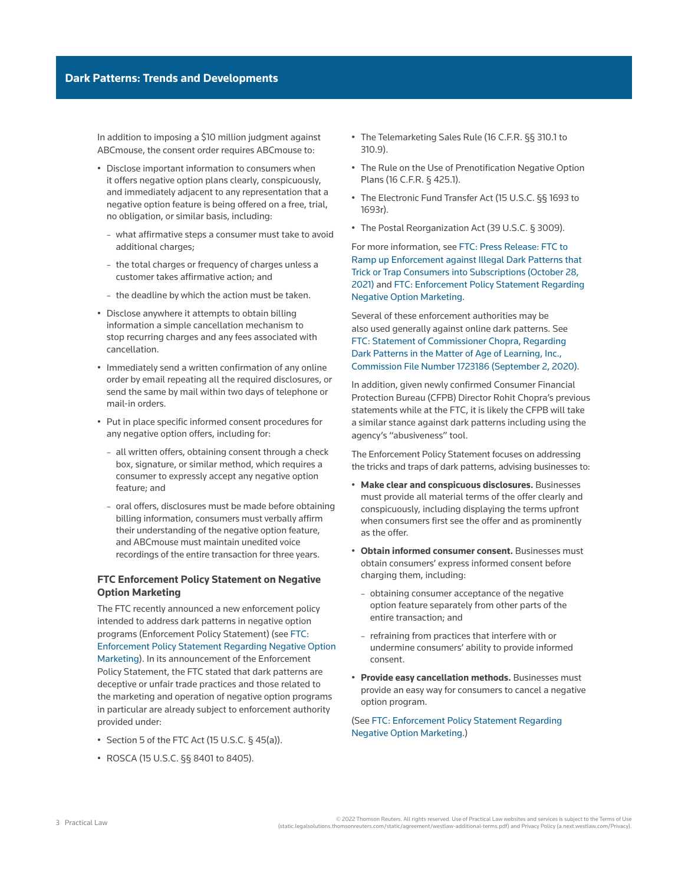In addition to imposing a $10 million judgment against ABCmouse, the consent order requires ABCmouse to:

- Disclose important information to consumers when it offers negative option plans clearly, conspicuously, and immediately adjacent to any representation that a negative option feature is being offered on a free, trial, no obligation, or similar basis, including:
  - what affirmative steps a consumer must take to avoid additional charges;
  - the total charges or frequency of charges unless a customer takes affirmative action; and
  - the deadline by which the action must be taken.
- Disclose anywhere it attempts to obtain billing information a simple cancellation mechanism to stop recurring charges and any fees associated with cancellation.
- Immediately send a written confirmation of any online order by email repeating all the required disclosures, or send the same by mail within two days of telephone or mail-in orders.
- Put in place specific informed consent procedures for any negative option offers, including for:
  - all written offers, obtaining consent through a check box, signature, or similar method, which requires a consumer to expressly accept any negative option feature; and
  - oral offers, disclosures must be made before obtaining billing information, consumers must verbally affirm their understanding of the negative option feature, and ABCmouse must maintain unedited voice recordings of the entire transaction for three years.

### FTC Enforcement Policy Statement on Negative Option Marketing

The FTC recently announced a new enforcement policy intended to address dark patterns in negative option programs (Enforcement Policy Statement) (see FTC: Enforcement Policy Statement Regarding Negative Option Marketing). In its announcement of the Enforcement Policy Statement, the FTC stated that dark patterns are deceptive or unfair trade practices and those related to the marketing and operation of negative option programs in particular are already subject to enforcement authority provided under:

- Section 5 of the FTC Act (15 U.S.C. § 45(a)).
- ROSCA (15 U.S.C. §§ 8401 to 8405).
- The Telemarketing Sales Rule (16 C.F.R. §§ 310.1 to 310.9).
- The Rule on the Use of Prenotification Negative Option Plans (16 C.F.R. § 425.1).
- The Electronic Fund Transfer Act (15 U.S.C. §§ 1693 to 1693r).
- The Postal Reorganization Act (39 U.S.C. § 3009).

For more information, see FTC: Press Release: FTC to Ramp up Enforcement against Illegal Dark Patterns that Trick or Trap Consumers into Subscriptions (October 28, 2021) and FTC: Enforcement Policy Statement Regarding Negative Option Marketing.

Several of these enforcement authorities may be also used generally against online dark patterns. See FTC: Statement of Commissioner Chopra, Regarding Dark Patterns in the Matter of Age of Learning, Inc., Commission File Number 1723186 (September 2, 2020).

In addition, given newly confirmed Consumer Financial Protection Bureau (CFPB) Director Rohit Chopra's previous statements while at the FTC, it is likely the CFPB will take a similar stance against dark patterns including using the agency's "abusiveness" tool.

The Enforcement Policy Statement focuses on addressing the tricks and traps of dark patterns, advising businesses to:

- **Make clear and conspicuous disclosures.** Businesses must provide all material terms of the offer clearly and conspicuously, including displaying the terms upfront when consumers first see the offer and as prominently as the offer.
- **Obtain informed consumer consent.** Businesses must obtain consumers' express informed consent before charging them, including:
  - obtaining consumer acceptance of the negative option feature separately from other parts of the entire transaction; and
  - refraining from practices that interfere with or undermine consumers' ability to provide informed consent.
- **Provide easy cancellation methods.** Businesses must provide an easy way for consumers to cancel a negative option program.

(See FTC: Enforcement Policy Statement Regarding Negative Option Marketing.)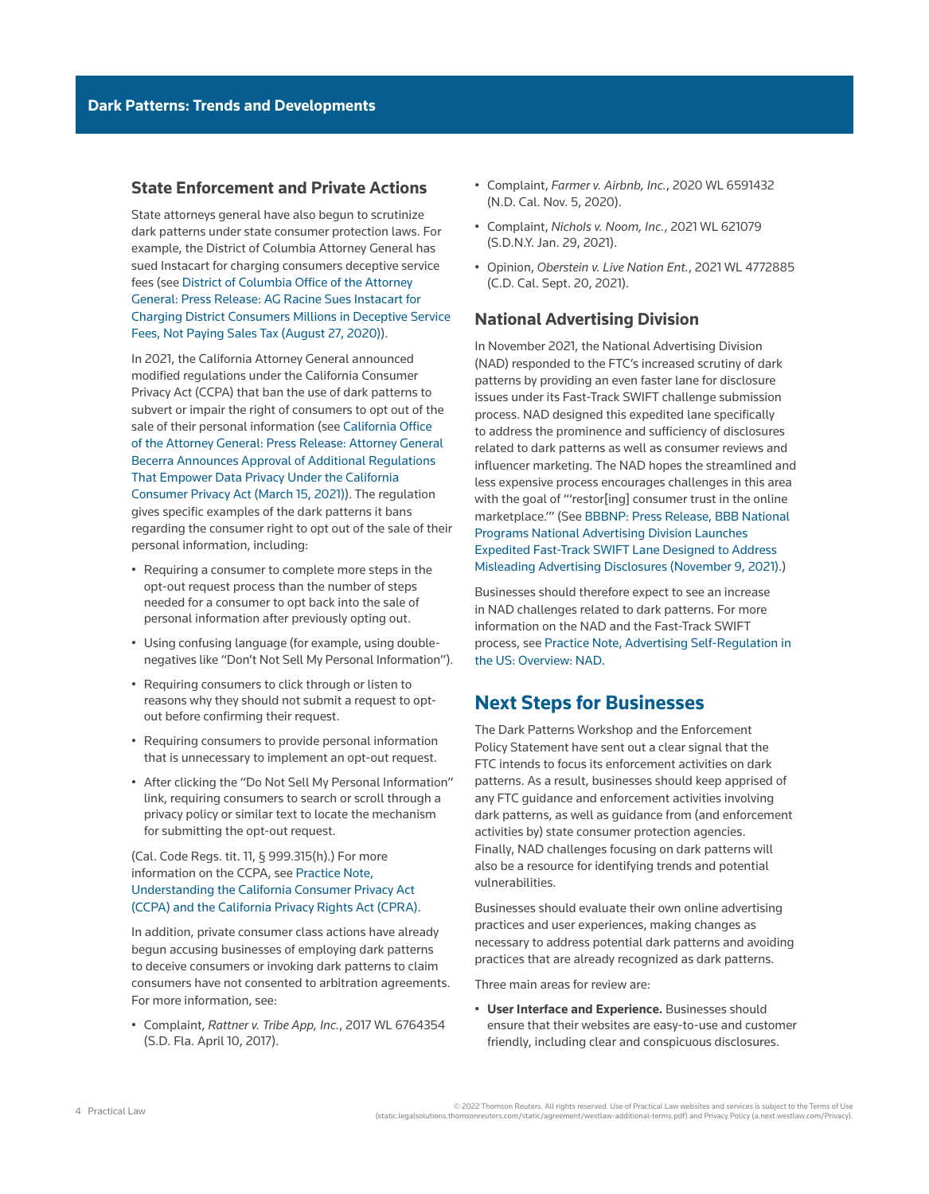### State Enforcement and Private Actions

State attorneys general have also begun to scrutinize dark patterns under state consumer protection laws. For example, the District of Columbia Attorney General has sued Instacart for charging consumers deceptive service fees (see District of Columbia Office of the Attorney General: Press Release: AG Racine Sues Instacart for Charging District Consumers Millions in Deceptive Service Fees, Not Paying Sales Tax (August 27, 2020)).

In 2021, the California Attorney General announced modified regulations under the California Consumer Privacy Act (CCPA) that ban the use of dark patterns to subvert or impair the right of consumers to opt out of the sale of their personal information (see California Office of the Attorney General: Press Release: Attorney General Becerra Announces Approval of Additional Regulations That Empower Data Privacy Under the California Consumer Privacy Act (March 15, 2021)). The regulation gives specific examples of the dark patterns it bans regarding the consumer right to opt out of the sale of their personal information, including:

- Requiring a consumer to complete more steps in the opt-out request process than the number of steps needed for a consumer to opt back into the sale of personal information after previously opting out.
- Using confusing language (for example, using double-negatives like "Don't Not Sell My Personal Information").
- Requiring consumers to click through or listen to reasons why they should not submit a request to opt-out before confirming their request.
- Requiring consumers to provide personal information that is unnecessary to implement an opt-out request.
- After clicking the "Do Not Sell My Personal Information" link, requiring consumers to search or scroll through a privacy policy or similar text to locate the mechanism for submitting the opt-out request.

(Cal. Code Regs. tit. 11, § 999.315(h).) For more information on the CCPA, see Practice Note, Understanding the California Consumer Privacy Act (CCPA) and the California Privacy Rights Act (CPRA).

In addition, private consumer class actions have already begun accusing businesses of employing dark patterns to deceive consumers or invoking dark patterns to claim consumers have not consented to arbitration agreements. For more information, see:

- Complaint, *Rattner v. Tribe App, Inc.*, 2017 WL 6764354 (S.D. Fla. April 10, 2017).
- Complaint, *Farmer v. Airbnb, Inc.*, 2020 WL 6591432 (N.D. Cal. Nov. 5, 2020).
- Complaint, *Nichols v. Noom, Inc.*, 2021 WL 621079 (S.D.N.Y. Jan. 29, 2021).
- Opinion, *Oberstein v. Live Nation Ent.*, 2021 WL 4772885 (C.D. Cal. Sept. 20, 2021).

### National Advertising Division

In November 2021, the National Advertising Division (NAD) responded to the FTC's increased scrutiny of dark patterns by providing an even faster lane for disclosure issues under its Fast-Track SWIFT challenge submission process. NAD designed this expedited lane specifically to address the prominence and sufficiency of disclosures related to dark patterns as well as consumer reviews and influencer marketing. The NAD hopes the streamlined and less expensive process encourages challenges in this area with the goal of "'restor[ing] consumer trust in the online marketplace.'" (See BBBNP: Press Release, BBB National Programs National Advertising Division Launches Expedited Fast-Track SWIFT Lane Designed to Address Misleading Advertising Disclosures (November 9, 2021).)

Businesses should therefore expect to see an increase in NAD challenges related to dark patterns. For more information on the NAD and the Fast-Track SWIFT process, see Practice Note, Advertising Self-Regulation in the US: Overview: NAD.

## Next Steps for Businesses

The Dark Patterns Workshop and the Enforcement Policy Statement have sent out a clear signal that the FTC intends to focus its enforcement activities on dark patterns. As a result, businesses should keep apprised of any FTC guidance and enforcement activities involving dark patterns, as well as guidance from (and enforcement activities by) state consumer protection agencies. Finally, NAD challenges focusing on dark patterns will also be a resource for identifying trends and potential vulnerabilities.

Businesses should evaluate their own online advertising practices and user experiences, making changes as necessary to address potential dark patterns and avoiding practices that are already recognized as dark patterns.

Three main areas for review are:

- **User Interface and Experience.** Businesses should ensure that their websites are easy-to-use and customer friendly, including clear and conspicuous disclosures.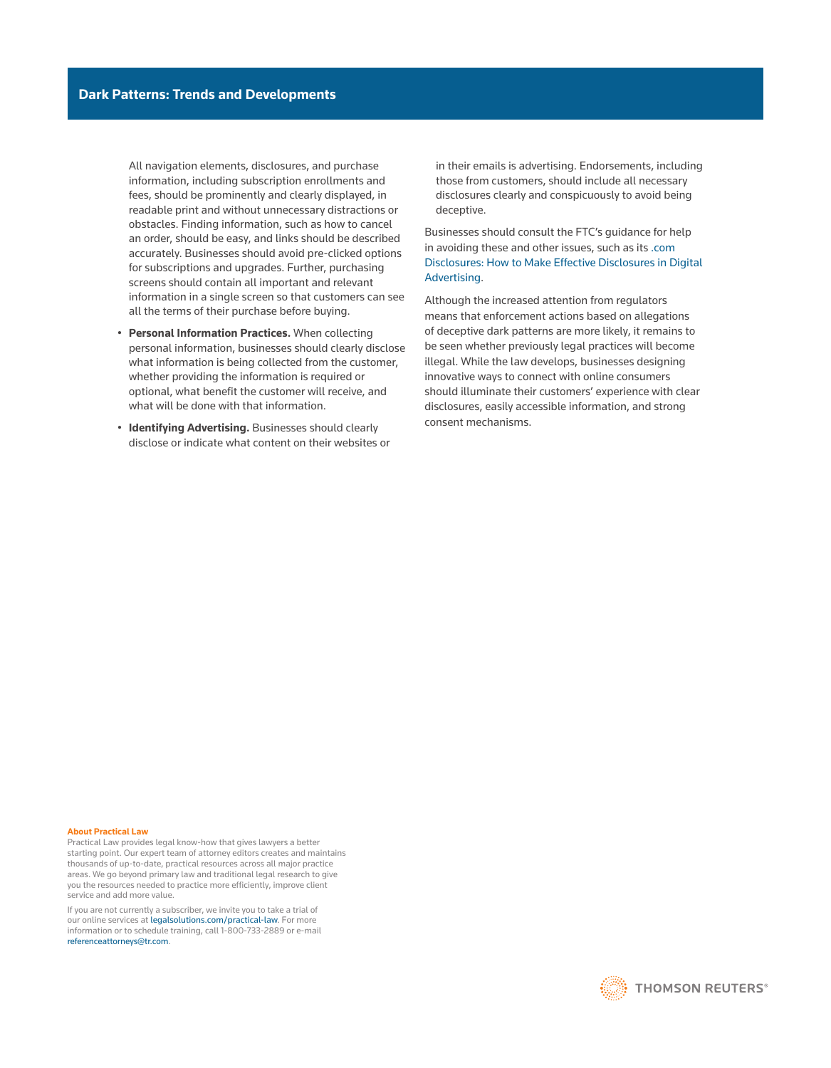All navigation elements, disclosures, and purchase information, including subscription enrollments and fees, should be prominently and clearly displayed, in readable print and without unnecessary distractions or obstacles. Finding information, such as how to cancel an order, should be easy, and links should be described accurately. Businesses should avoid pre-clicked options for subscriptions and upgrades. Further, purchasing screens should contain all important and relevant information in a single screen so that customers can see all the terms of their purchase before buying.

- **Personal Information Practices.** When collecting personal information, businesses should clearly disclose what information is being collected from the customer, whether providing the information is required or optional, what benefit the customer will receive, and what will be done with that information.
- **Identifying Advertising.** Businesses should clearly disclose or indicate what content on their websites or in their emails is advertising. Endorsements, including those from customers, should include all necessary disclosures clearly and conspicuously to avoid being deceptive.

Businesses should consult the FTC's guidance for help in avoiding these and other issues, such as its .com Disclosures: How to Make Effective Disclosures in Digital Advertising.

Although the increased attention from regulators means that enforcement actions based on allegations of deceptive dark patterns are more likely, it remains to be seen whether previously legal practices will become illegal. While the law develops, businesses designing innovative ways to connect with online consumers should illuminate their customers' experience with clear disclosures, easily accessible information, and strong consent mechanisms.

**About Practical Law**

Practical Law provides legal know-how that gives lawyers a better starting point. Our expert team of attorney editors creates and maintains thousands of up-to-date, practical resources across all major practice areas. We go beyond primary law and traditional legal research to give you the resources needed to practice more efficiently, improve client service and add more value.

If you are not currently a subscriber, we invite you to take a trial of our online services at legalsolutions.com/practical-law. For more information or to schedule training, call 1-800-733-2889 or e-mail referenceattorneys@tr.com.

THOMSON REUTERS®